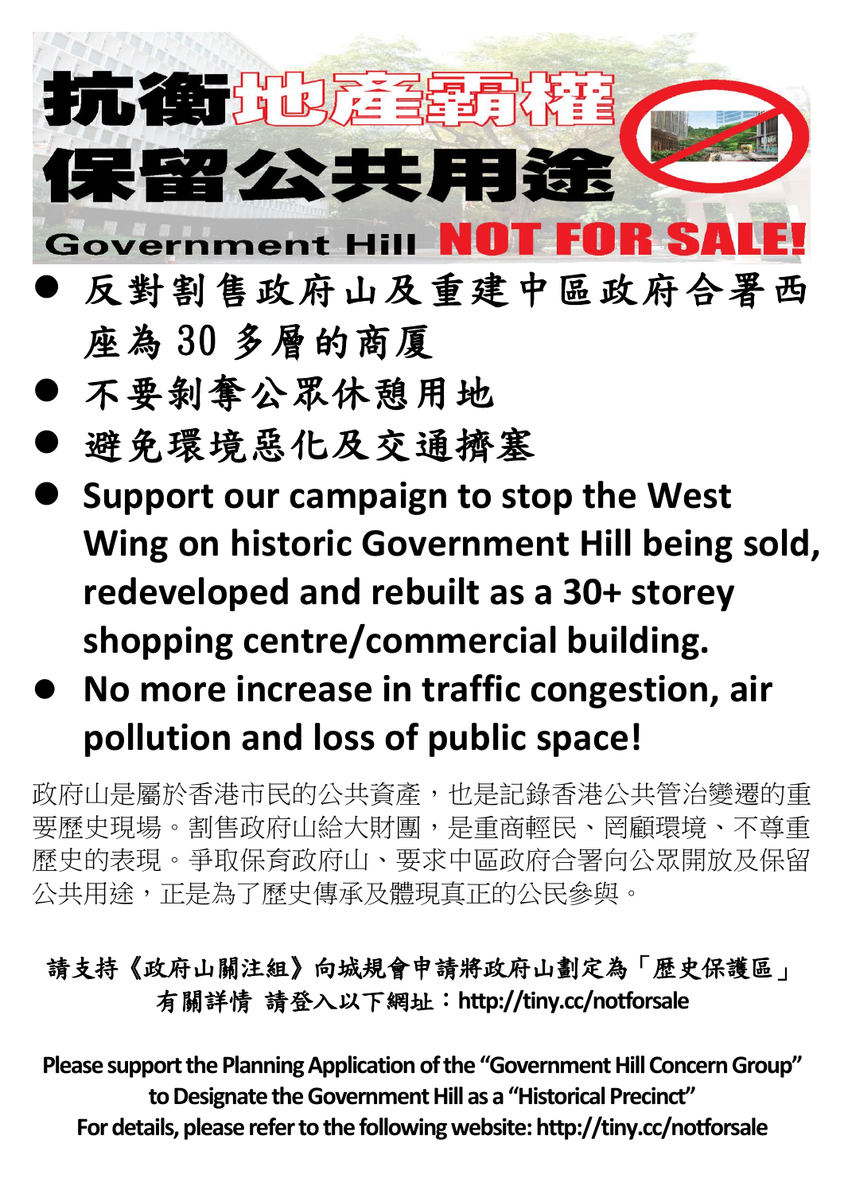# 抗衡地產霸權
# 保留公共用途

## Government Hill NOT FOR SALE!

- 反對割售政府山及重建中區政府合署西座為 30 多層的商厦
- 不要剝奪公眾休憩用地
- 避免環境惡化及交通擠塞
- **Support our campaign to stop the West Wing on historic Government Hill being sold, redeveloped and rebuilt as a 30+ storey shopping centre/commercial building.**
- **No more increase in traffic congestion, air pollution and loss of public space!**

政府山是屬於香港市民的公共資產，也是記錄香港公共管治變遷的重要歷史現場。割售政府山給大財團，是重商輕民、罔顧環境、不尊重歷史的表現。爭取保育政府山、要求中區政府合署向公眾開放及保留公共用途，正是為了歷史傳承及體現真正的公民參與。

**請支持《政府山關注組》向城規會申請將政府山劃定為「歷史保護區」**
**有關詳情 請登入以下網址：http://tiny.cc/notforsale**

**Please support the Planning Application of the "Government Hill Concern Group" to Designate the Government Hill as a "Historical Precinct"**
**For details, please refer to the following website: http://tiny.cc/notforsale**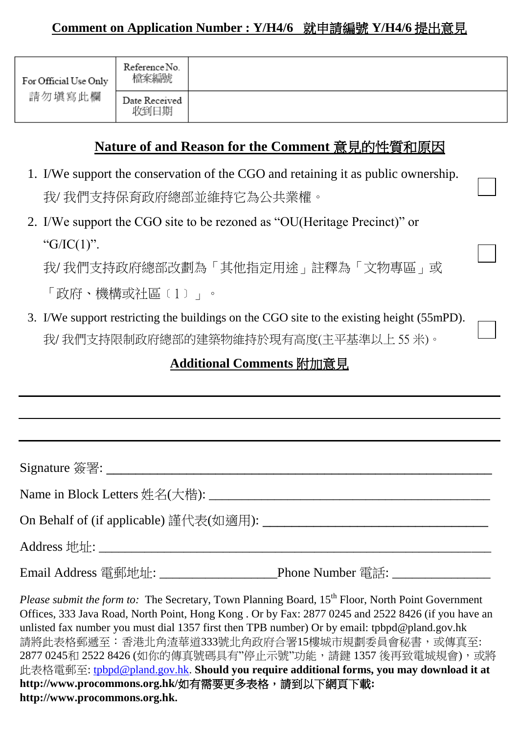## Comment on Application Number : Y/H4/6 就申請編號 Y/H4/6 提出意見

| | | |
|---|---|---|
| For Official Use Only 請勿填寫此欄 | Reference No. 檔案編號 | |
| | Date Received 收到日期 | |

## Nature of and Reason for the Comment 意見的性質和原因

1. I/We support the conservation of the CGO and retaining it as public ownership. ☐
   我/ 我們支持保育政府總部並維持它為公共業權。
2. I/We support the CGO site to be rezoned as "OU(Heritage Precinct)" or "G/IC(1)". ☐
   我/ 我們支持政府總部改劃為「其他指定用途」註釋為「文物專區」或「政府、機構或社區〔1〕」。
3. I/We support restricting the buildings on the CGO site to the existing height (55mPD). ☐
   我/ 我們支持限制政府總部的建築物維持於現有高度(主平基準以上 55 米)。

### Additional Comments 附加意見

______________________________________________________________

______________________________________________________________

______________________________________________________________

Signature 簽署: ______________________________________________________________

Name in Block Letters 姓名(大楷): ______________________________________________

On Behalf of (if applicable) 謹代表(如適用): ______________________________________

Address 地址: ______________________________________________________________

Email Address 電郵地址: __________________Phone Number 電話: _______________

*Please submit the form to:* The Secretary, Town Planning Board, 15th Floor, North Point Government Offices, 333 Java Road, North Point, Hong Kong . Or by Fax: 2877 0245 and 2522 8426 (if you have an unlisted fax number you must dial 1357 first then TPB number) Or by email: tpbpd@pland.gov.hk
請將此表格郵遞至：香港北角渣華道333號北角政府合署15樓城市規劃委員會秘書，或傳真至: 2877 0245和 2522 8426 (如你的傳真號碼具有"停止示號"功能，請鍵 1357 後再致電城規會)，或將此表格電郵至: tpbpd@pland.gov.hk. **Should you require additional forms, you may download it at http://www.procommons.org.hk/如有需要更多表格，請到以下網頁下載: http://www.procommons.org.hk.**